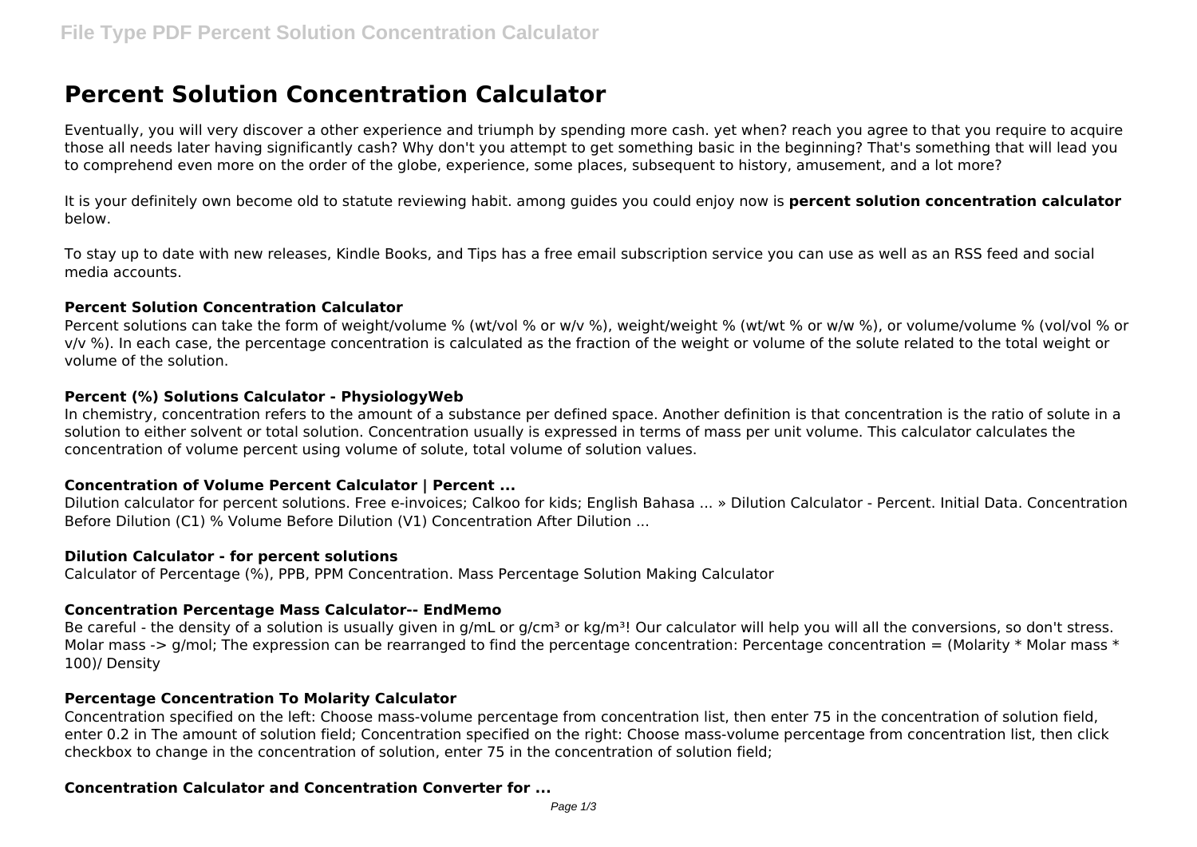# Percent Solution Concentration Calculator

Eventually, you will very discover a other experience and triumph by spending more cash. yet when? reach you agree to that you require to acquire those all needs later having significantly cash? Why don't you attempt to get something basic in the beginning? That's something that will lead you to comprehend even more on the order of the globe, experience, some places, subsequent to history, amusement, and a lot more?

It is your definitely own become old to statute reviewing habit. among guides you could enjoy now is **percent solution concentration calculator** below.

To stay up to date with new releases, Kindle Books, and Tips has a free email subscription service you can use as well as an RSS feed and social media accounts.

### Percent Solution Concentration Calculator

Percent solutions can take the form of weight/volume % (wt/vol % or w/v %), weight/weight % (wt/wt % or w/w %), or volume/volume % (vol/vol % or v/v %). In each case, the percentage concentration is calculated as the fraction of the weight or volume of the solute related to the total weight or volume of the solution.

### Percent (%) Solutions Calculator - PhysiologyWeb

In chemistry, concentration refers to the amount of a substance per defined space. Another definition is that concentration is the ratio of solute in a solution to either solvent or total solution. Concentration usually is expressed in terms of mass per unit volume. This calculator calculates the concentration of volume percent using volume of solute, total volume of solution values.

### Concentration of Volume Percent Calculator | Percent ...

Dilution calculator for percent solutions. Free e-invoices; Calkoo for kids; English Bahasa ... » Dilution Calculator - Percent. Initial Data. Concentration Before Dilution (C1) % Volume Before Dilution (V1) Concentration After Dilution ...

### Dilution Calculator - for percent solutions

Calculator of Percentage (%), PPB, PPM Concentration. Mass Percentage Solution Making Calculator

### Concentration Percentage Mass Calculator-- EndMemo

Be careful - the density of a solution is usually given in g/mL or g/cm³ or kg/m³! Our calculator will help you will all the conversions, so don't stress. Molar mass -> g/mol; The expression can be rearranged to find the percentage concentration: Percentage concentration = (Molarity * Molar mass * 100)/ Density

### Percentage Concentration To Molarity Calculator

Concentration specified on the left: Choose mass-volume percentage from concentration list, then enter 75 in the concentration of solution field, enter 0.2 in The amount of solution field; Concentration specified on the right: Choose mass-volume percentage from concentration list, then click checkbox to change in the concentration of solution, enter 75 in the concentration of solution field;

### Concentration Calculator and Concentration Converter for ...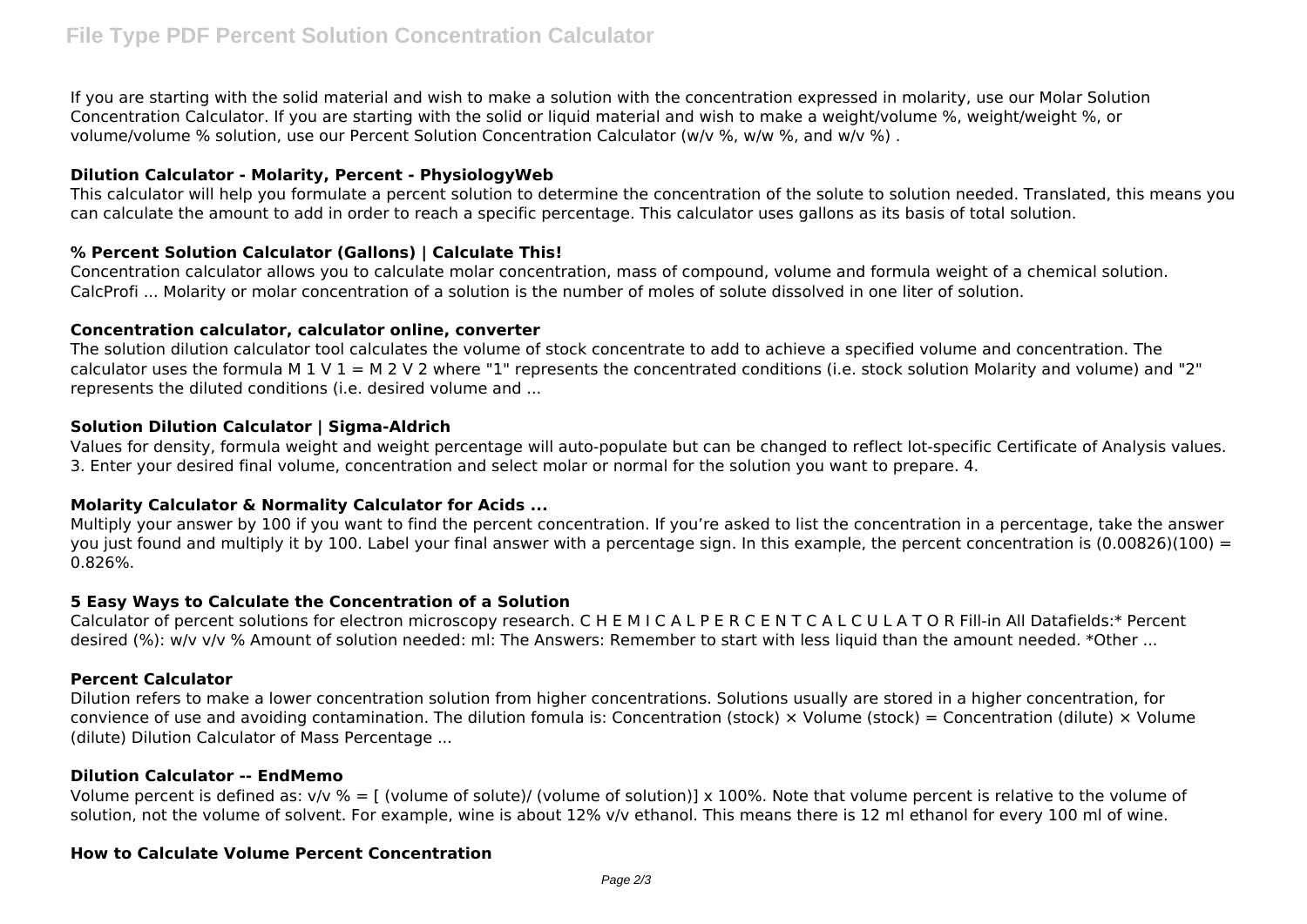If you are starting with the solid material and wish to make a solution with the concentration expressed in molarity, use our Molar Solution Concentration Calculator. If you are starting with the solid or liquid material and wish to make a weight/volume %, weight/weight %, or volume/volume % solution, use our Percent Solution Concentration Calculator (w/v %, w/w %, and w/v %) .

**Dilution Calculator - Molarity, Percent - PhysiologyWeb**

This calculator will help you formulate a percent solution to determine the concentration of the solute to solution needed. Translated, this means you can calculate the amount to add in order to reach a specific percentage. This calculator uses gallons as its basis of total solution.

**% Percent Solution Calculator (Gallons) | Calculate This!**

Concentration calculator allows you to calculate molar concentration, mass of compound, volume and formula weight of a chemical solution. CalcProfi ... Molarity or molar concentration of a solution is the number of moles of solute dissolved in one liter of solution.

**Concentration calculator, calculator online, converter**

The solution dilution calculator tool calculates the volume of stock concentrate to add to achieve a specified volume and concentration. The calculator uses the formula $M_1 V_1 = M_2 V_2$ where "1" represents the concentrated conditions (i.e. stock solution Molarity and volume) and "2" represents the diluted conditions (i.e. desired volume and ...

**Solution Dilution Calculator | Sigma-Aldrich**

Values for density, formula weight and weight percentage will auto-populate but can be changed to reflect lot-specific Certificate of Analysis values. 3. Enter your desired final volume, concentration and select molar or normal for the solution you want to prepare. 4.

**Molarity Calculator & Normality Calculator for Acids ...**

Multiply your answer by 100 if you want to find the percent concentration. If you're asked to list the concentration in a percentage, take the answer you just found and multiply it by 100. Label your final answer with a percentage sign. In this example, the percent concentration is (0.00826)(100) = 0.826%.

**5 Easy Ways to Calculate the Concentration of a Solution**

Calculator of percent solutions for electron microscopy research. C H E M I C A L P E R C E N T C A L C U L A T O R Fill-in All Datafields:* Percent desired (%): w/v v/v % Amount of solution needed: ml: The Answers: Remember to start with less liquid than the amount needed. *Other ...

**Percent Calculator**

Dilution refers to make a lower concentration solution from higher concentrations. Solutions usually are stored in a higher concentration, for convience of use and avoiding contamination. The dilution fomula is: Concentration (stock) × Volume (stock) = Concentration (dilute) × Volume (dilute) Dilution Calculator of Mass Percentage ...

**Dilution Calculator -- EndMemo**

Volume percent is defined as: v/v % = [ (volume of solute)/ (volume of solution)] x 100%. Note that volume percent is relative to the volume of solution, not the volume of solvent. For example, wine is about 12% v/v ethanol. This means there is 12 ml ethanol for every 100 ml of wine.

**How to Calculate Volume Percent Concentration**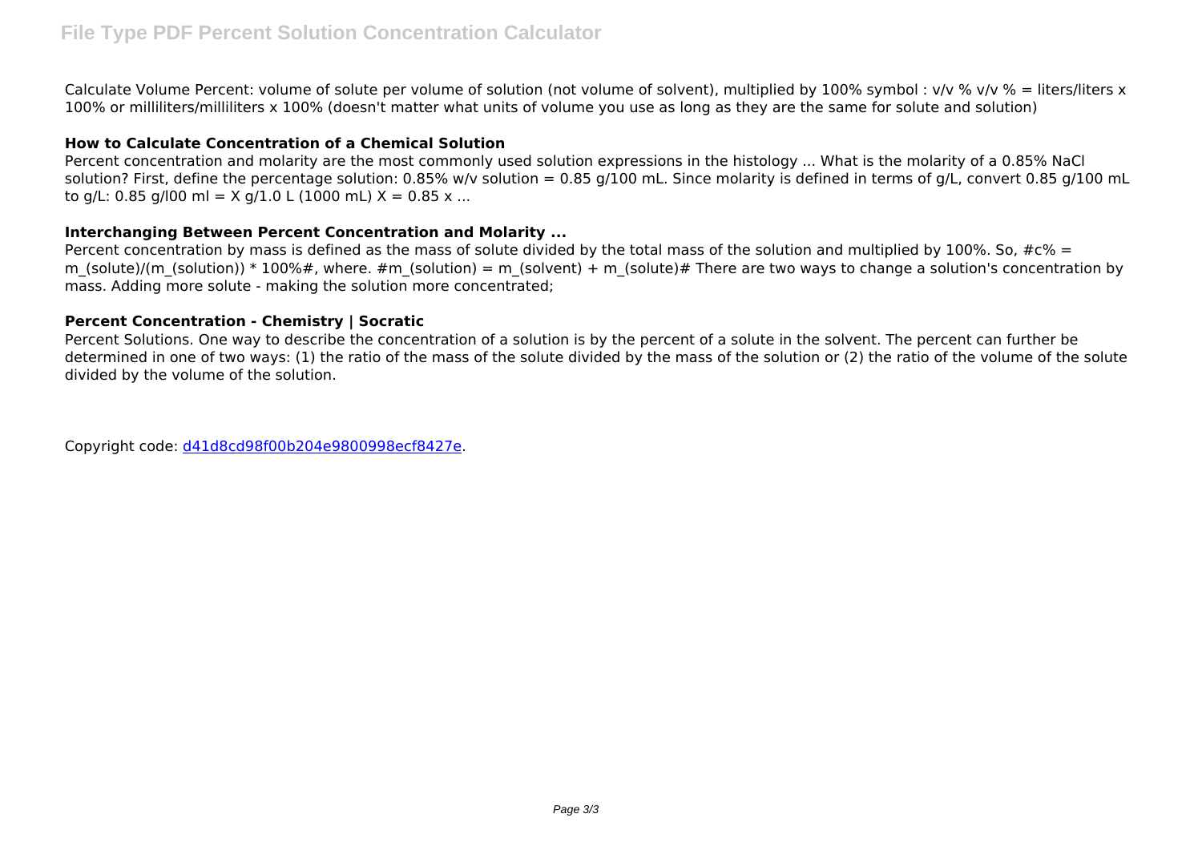Calculate Volume Percent: volume of solute per volume of solution (not volume of solvent), multiplied by 100% symbol : v/v % v/v % = liters/liters x 100% or milliliters/milliliters x 100% (doesn't matter what units of volume you use as long as they are the same for solute and solution)

### How to Calculate Concentration of a Chemical Solution

Percent concentration and molarity are the most commonly used solution expressions in the histology ... What is the molarity of a 0.85% NaCl solution? First, define the percentage solution: 0.85% w/v solution = 0.85 g/100 mL. Since molarity is defined in terms of g/L, convert 0.85 g/100 mL to g/L: 0.85 g/l00 ml = X g/1.0 L (1000 mL) X = 0.85 x ...

### Interchanging Between Percent Concentration and Molarity ...

Percent concentration by mass is defined as the mass of solute divided by the total mass of the solution and multiplied by 100%. So, #c% = m_(solute)/(m_(solution)) * 100%#, where. #m_(solution) = m_(solvent) + m_(solute)# There are two ways to change a solution's concentration by mass. Adding more solute - making the solution more concentrated;

### Percent Concentration - Chemistry | Socratic

Percent Solutions. One way to describe the concentration of a solution is by the percent of a solute in the solvent. The percent can further be determined in one of two ways: (1) the ratio of the mass of the solute divided by the mass of the solution or (2) the ratio of the volume of the solute divided by the volume of the solution.

Copyright code: d41d8cd98f00b204e9800998ecf8427e.